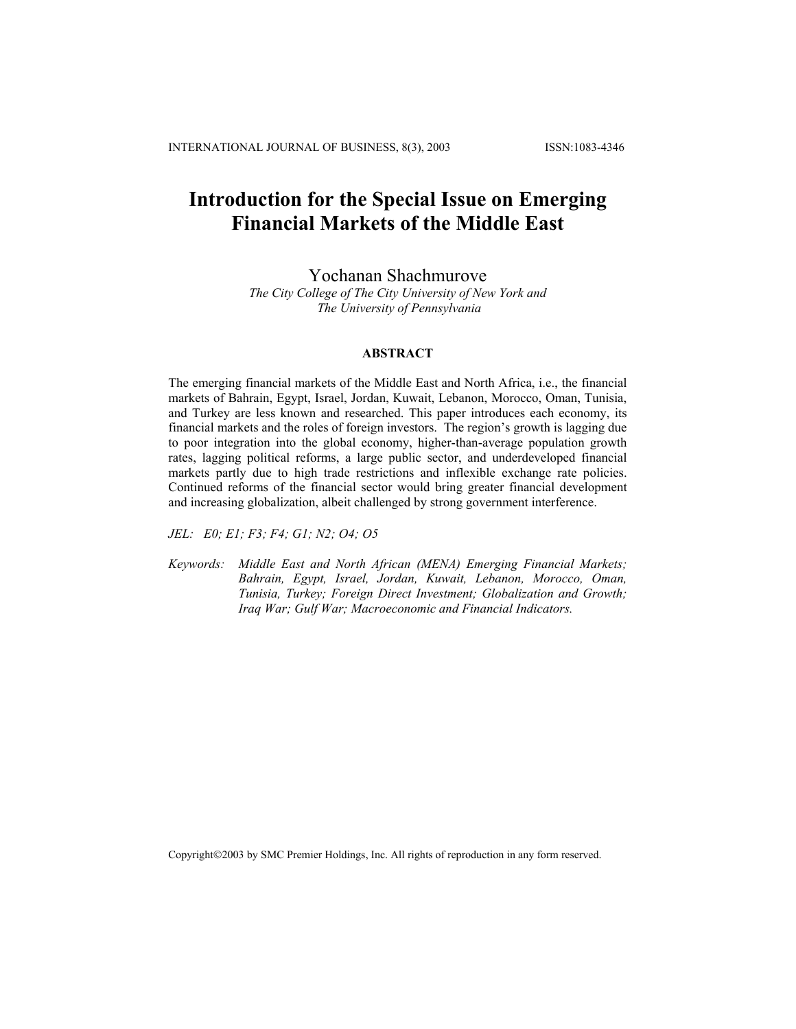# Introduction for the Special Issue on Emerging Financial Markets of the Middle East

Yochanan Shachmurove

*The City College of The City University of New York and The University of Pennsylvania*

## ABSTRACT

The emerging financial markets of the Middle East and North Africa, i.e., the financial markets of Bahrain, Egypt, Israel, Jordan, Kuwait, Lebanon, Morocco, Oman, Tunisia, and Turkey are less known and researched. This paper introduces each economy, its financial markets and the roles of foreign investors. The region's growth is lagging due to poor integration into the global economy, higher-than-average population growth rates, lagging political reforms, a large public sector, and underdeveloped financial markets partly due to high trade restrictions and inflexible exchange rate policies. Continued reforms of the financial sector would bring greater financial development and increasing globalization, albeit challenged by strong government interference.

*JEL: E0; E1; F3; F4; G1; N2; O4; O5*

*Keywords: Middle East and North African (MENA) Emerging Financial Markets; Bahrain, Egypt, Israel, Jordan, Kuwait, Lebanon, Morocco, Oman, Tunisia, Turkey; Foreign Direct Investment; Globalization and Growth; Iraq War; Gulf War; Macroeconomic and Financial Indicators.*

Copyright©2003 by SMC Premier Holdings, Inc. All rights of reproduction in any form reserved.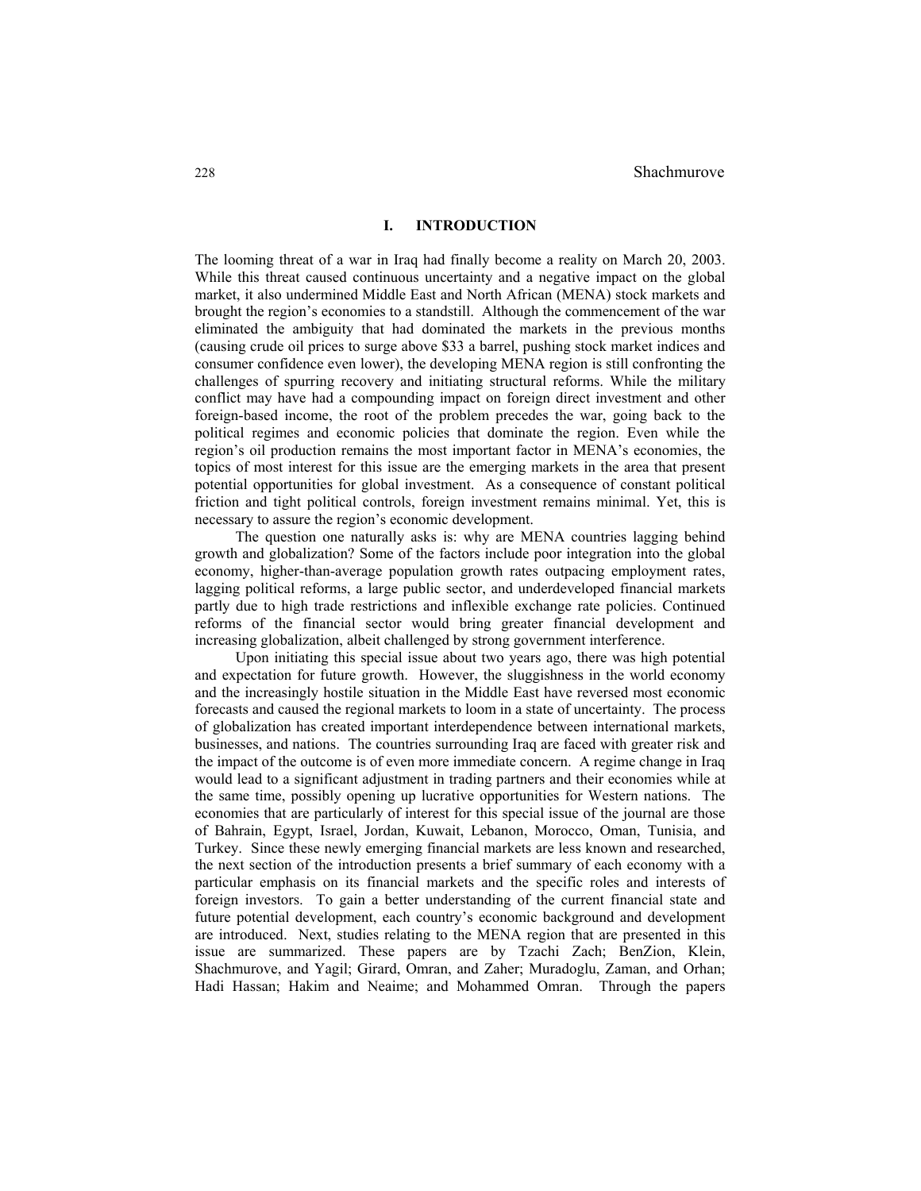## I. INTRODUCTION

The looming threat of a war in Iraq had finally become a reality on March 20, 2003. While this threat caused continuous uncertainty and a negative impact on the global market, it also undermined Middle East and North African (MENA) stock markets and brought the region's economies to a standstill. Although the commencement of the war eliminated the ambiguity that had dominated the markets in the previous months (causing crude oil prices to surge above $33 a barrel, pushing stock market indices and consumer confidence even lower), the developing MENA region is still confronting the challenges of spurring recovery and initiating structural reforms. While the military conflict may have had a compounding impact on foreign direct investment and other foreign-based income, the root of the problem precedes the war, going back to the political regimes and economic policies that dominate the region. Even while the region's oil production remains the most important factor in MENA's economies, the topics of most interest for this issue are the emerging markets in the area that present potential opportunities for global investment. As a consequence of constant political friction and tight political controls, foreign investment remains minimal. Yet, this is necessary to assure the region's economic development.

The question one naturally asks is: why are MENA countries lagging behind growth and globalization? Some of the factors include poor integration into the global economy, higher-than-average population growth rates outpacing employment rates, lagging political reforms, a large public sector, and underdeveloped financial markets partly due to high trade restrictions and inflexible exchange rate policies. Continued reforms of the financial sector would bring greater financial development and increasing globalization, albeit challenged by strong government interference.

Upon initiating this special issue about two years ago, there was high potential and expectation for future growth. However, the sluggishness in the world economy and the increasingly hostile situation in the Middle East have reversed most economic forecasts and caused the regional markets to loom in a state of uncertainty. The process of globalization has created important interdependence between international markets, businesses, and nations. The countries surrounding Iraq are faced with greater risk and the impact of the outcome is of even more immediate concern. A regime change in Iraq would lead to a significant adjustment in trading partners and their economies while at the same time, possibly opening up lucrative opportunities for Western nations. The economies that are particularly of interest for this special issue of the journal are those of Bahrain, Egypt, Israel, Jordan, Kuwait, Lebanon, Morocco, Oman, Tunisia, and Turkey. Since these newly emerging financial markets are less known and researched, the next section of the introduction presents a brief summary of each economy with a particular emphasis on its financial markets and the specific roles and interests of foreign investors. To gain a better understanding of the current financial state and future potential development, each country's economic background and development are introduced. Next, studies relating to the MENA region that are presented in this issue are summarized. These papers are by Tzachi Zach; BenZion, Klein, Shachmurove, and Yagil; Girard, Omran, and Zaher; Muradoglu, Zaman, and Orhan; Hadi Hassan; Hakim and Neaime; and Mohammed Omran. Through the papers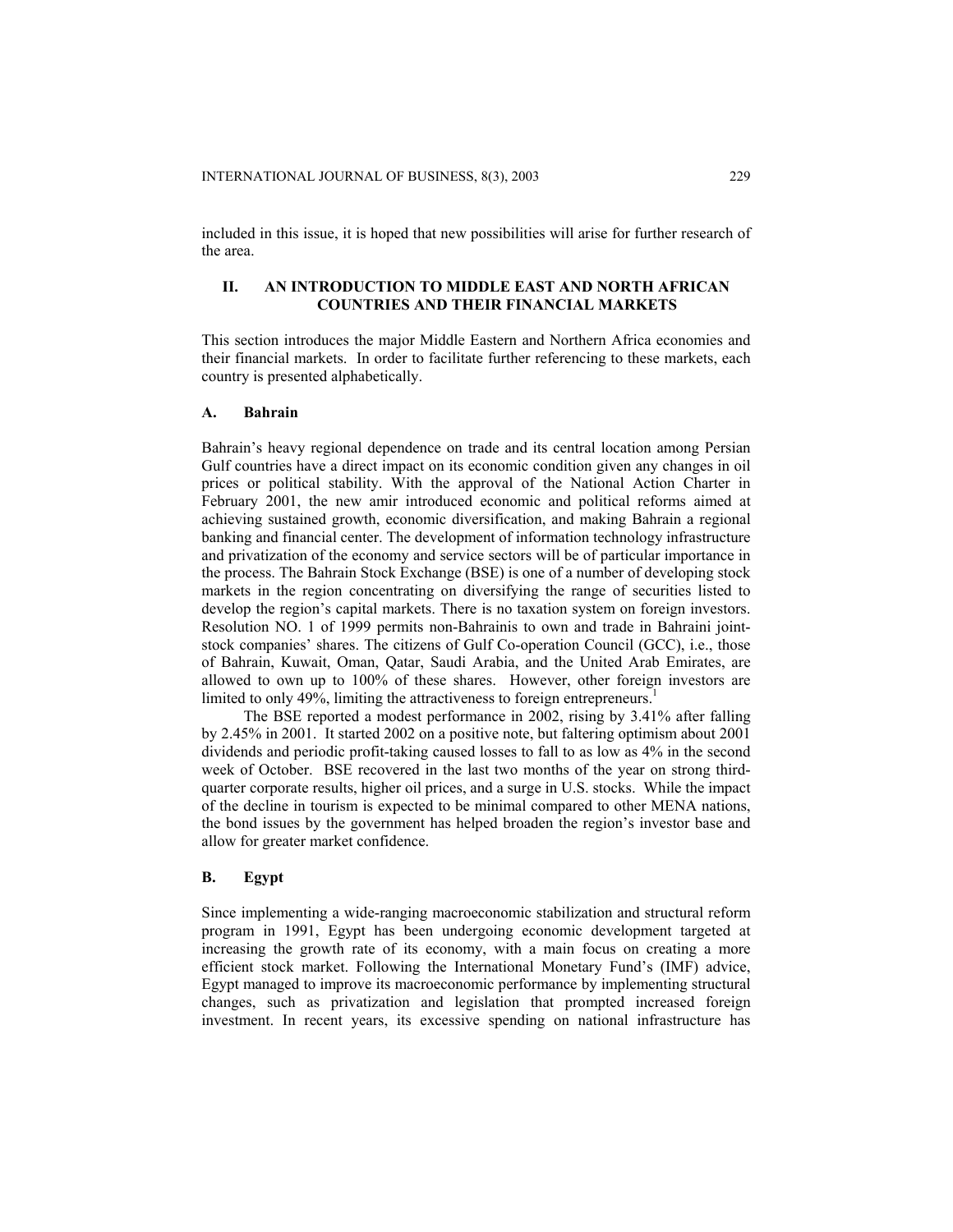included in this issue, it is hoped that new possibilities will arise for further research of the area.

## II. AN INTRODUCTION TO MIDDLE EAST AND NORTH AFRICAN COUNTRIES AND THEIR FINANCIAL MARKETS

This section introduces the major Middle Eastern and Northern Africa economies and their financial markets. In order to facilitate further referencing to these markets, each country is presented alphabetically.

### A. Bahrain

Bahrain's heavy regional dependence on trade and its central location among Persian Gulf countries have a direct impact on its economic condition given any changes in oil prices or political stability. With the approval of the National Action Charter in February 2001, the new amir introduced economic and political reforms aimed at achieving sustained growth, economic diversification, and making Bahrain a regional banking and financial center. The development of information technology infrastructure and privatization of the economy and service sectors will be of particular importance in the process. The Bahrain Stock Exchange (BSE) is one of a number of developing stock markets in the region concentrating on diversifying the range of securities listed to develop the region's capital markets. There is no taxation system on foreign investors. Resolution NO. 1 of 1999 permits non-Bahrainis to own and trade in Bahraini joint-stock companies' shares. The citizens of Gulf Co-operation Council (GCC), i.e., those of Bahrain, Kuwait, Oman, Qatar, Saudi Arabia, and the United Arab Emirates, are allowed to own up to 100% of these shares. However, other foreign investors are limited to only 49%, limiting the attractiveness to foreign entrepreneurs.[1]

The BSE reported a modest performance in 2002, rising by 3.41% after falling by 2.45% in 2001. It started 2002 on a positive note, but faltering optimism about 2001 dividends and periodic profit-taking caused losses to fall to as low as 4% in the second week of October. BSE recovered in the last two months of the year on strong third-quarter corporate results, higher oil prices, and a surge in U.S. stocks. While the impact of the decline in tourism is expected to be minimal compared to other MENA nations, the bond issues by the government has helped broaden the region's investor base and allow for greater market confidence.

### B. Egypt

Since implementing a wide-ranging macroeconomic stabilization and structural reform program in 1991, Egypt has been undergoing economic development targeted at increasing the growth rate of its economy, with a main focus on creating a more efficient stock market. Following the International Monetary Fund's (IMF) advice, Egypt managed to improve its macroeconomic performance by implementing structural changes, such as privatization and legislation that prompted increased foreign investment. In recent years, its excessive spending on national infrastructure has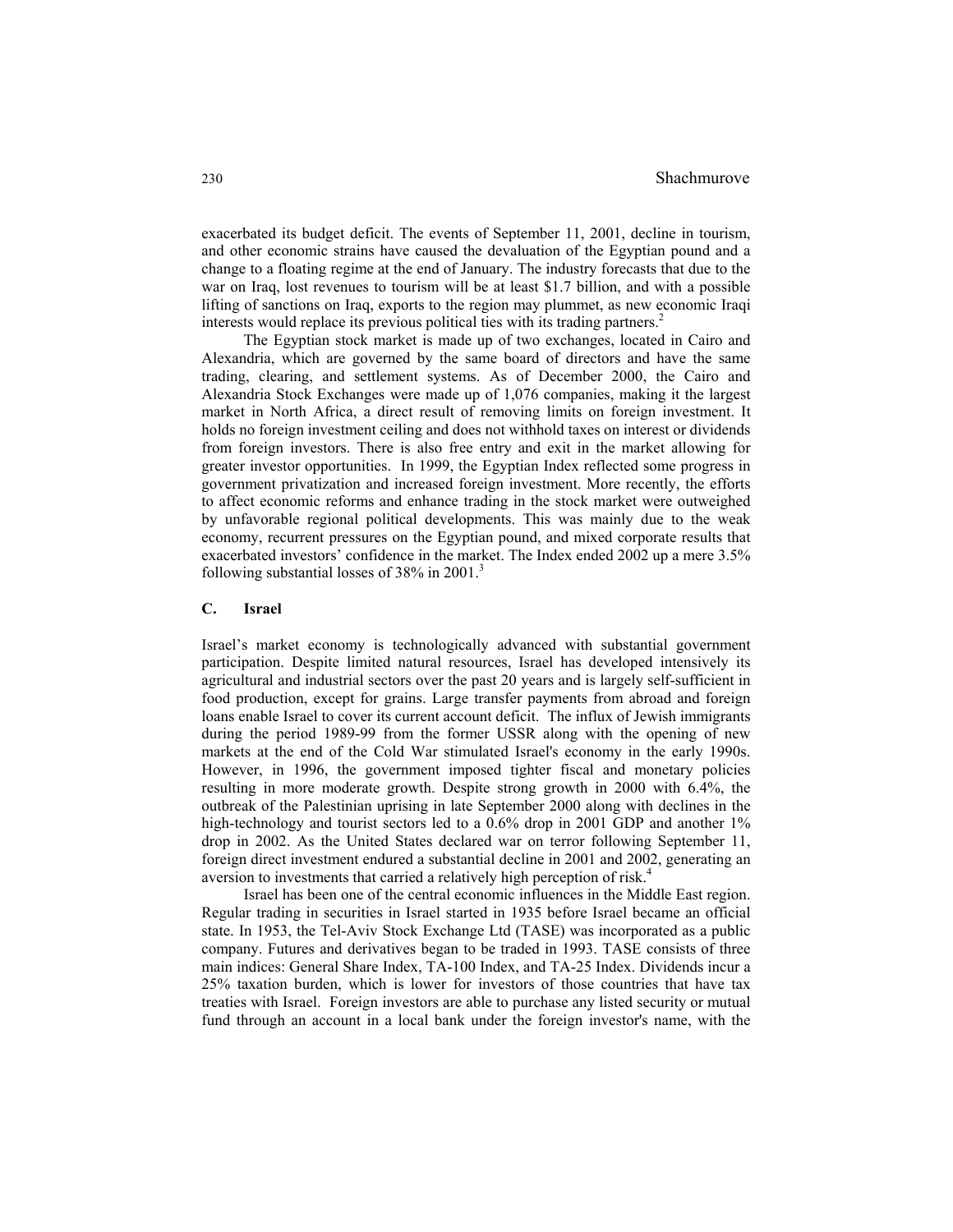exacerbated its budget deficit. The events of September 11, 2001, decline in tourism, and other economic strains have caused the devaluation of the Egyptian pound and a change to a floating regime at the end of January. The industry forecasts that due to the war on Iraq, lost revenues to tourism will be at least $1.7 billion, and with a possible lifting of sanctions on Iraq, exports to the region may plummet, as new economic Iraqi interests would replace its previous political ties with its trading partners.[2]

The Egyptian stock market is made up of two exchanges, located in Cairo and Alexandria, which are governed by the same board of directors and have the same trading, clearing, and settlement systems. As of December 2000, the Cairo and Alexandria Stock Exchanges were made up of 1,076 companies, making it the largest market in North Africa, a direct result of removing limits on foreign investment. It holds no foreign investment ceiling and does not withhold taxes on interest or dividends from foreign investors. There is also free entry and exit in the market allowing for greater investor opportunities. In 1999, the Egyptian Index reflected some progress in government privatization and increased foreign investment. More recently, the efforts to affect economic reforms and enhance trading in the stock market were outweighed by unfavorable regional political developments. This was mainly due to the weak economy, recurrent pressures on the Egyptian pound, and mixed corporate results that exacerbated investors' confidence in the market. The Index ended 2002 up a mere 3.5% following substantial losses of 38% in 2001.[3]

### C. Israel

Israel's market economy is technologically advanced with substantial government participation. Despite limited natural resources, Israel has developed intensively its agricultural and industrial sectors over the past 20 years and is largely self-sufficient in food production, except for grains. Large transfer payments from abroad and foreign loans enable Israel to cover its current account deficit. The influx of Jewish immigrants during the period 1989-99 from the former USSR along with the opening of new markets at the end of the Cold War stimulated Israel's economy in the early 1990s. However, in 1996, the government imposed tighter fiscal and monetary policies resulting in more moderate growth. Despite strong growth in 2000 with 6.4%, the outbreak of the Palestinian uprising in late September 2000 along with declines in the high-technology and tourist sectors led to a 0.6% drop in 2001 GDP and another 1% drop in 2002. As the United States declared war on terror following September 11, foreign direct investment endured a substantial decline in 2001 and 2002, generating an aversion to investments that carried a relatively high perception of risk.[4]

Israel has been one of the central economic influences in the Middle East region. Regular trading in securities in Israel started in 1935 before Israel became an official state. In 1953, the Tel-Aviv Stock Exchange Ltd (TASE) was incorporated as a public company. Futures and derivatives began to be traded in 1993. TASE consists of three main indices: General Share Index, TA-100 Index, and TA-25 Index. Dividends incur a 25% taxation burden, which is lower for investors of those countries that have tax treaties with Israel. Foreign investors are able to purchase any listed security or mutual fund through an account in a local bank under the foreign investor's name, with the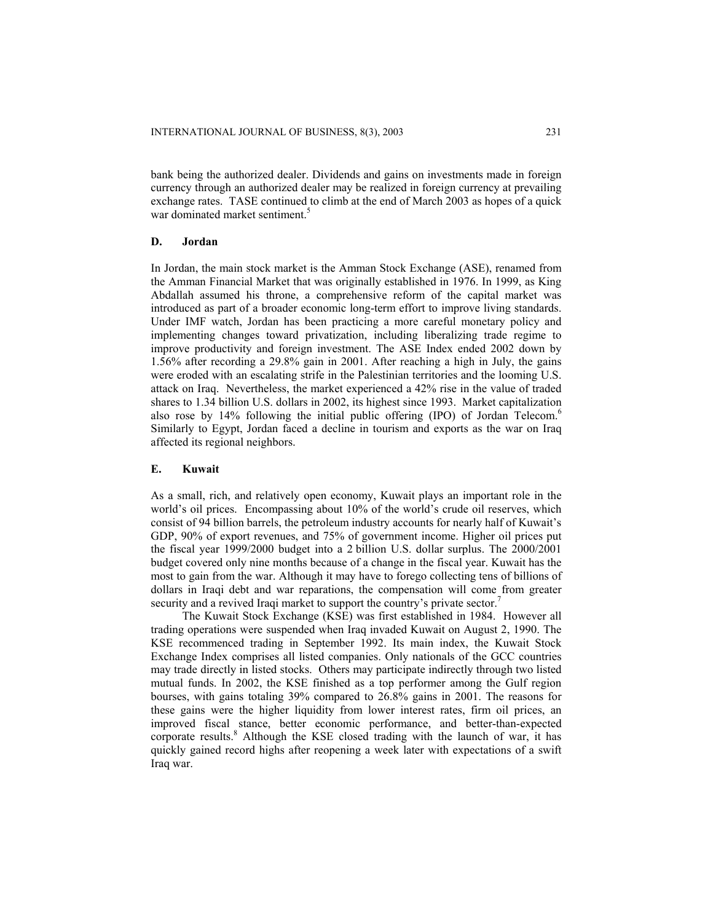bank being the authorized dealer. Dividends and gains on investments made in foreign currency through an authorized dealer may be realized in foreign currency at prevailing exchange rates. TASE continued to climb at the end of March 2003 as hopes of a quick war dominated market sentiment.[5]

### D. Jordan

In Jordan, the main stock market is the Amman Stock Exchange (ASE), renamed from the Amman Financial Market that was originally established in 1976. In 1999, as King Abdallah assumed his throne, a comprehensive reform of the capital market was introduced as part of a broader economic long-term effort to improve living standards. Under IMF watch, Jordan has been practicing a more careful monetary policy and implementing changes toward privatization, including liberalizing trade regime to improve productivity and foreign investment. The ASE Index ended 2002 down by 1.56% after recording a 29.8% gain in 2001. After reaching a high in July, the gains were eroded with an escalating strife in the Palestinian territories and the looming U.S. attack on Iraq. Nevertheless, the market experienced a 42% rise in the value of traded shares to 1.34 billion U.S. dollars in 2002, its highest since 1993. Market capitalization also rose by 14% following the initial public offering (IPO) of Jordan Telecom.[6] Similarly to Egypt, Jordan faced a decline in tourism and exports as the war on Iraq affected its regional neighbors.

### E. Kuwait

As a small, rich, and relatively open economy, Kuwait plays an important role in the world's oil prices. Encompassing about 10% of the world's crude oil reserves, which consist of 94 billion barrels, the petroleum industry accounts for nearly half of Kuwait's GDP, 90% of export revenues, and 75% of government income. Higher oil prices put the fiscal year 1999/2000 budget into a 2 billion U.S. dollar surplus. The 2000/2001 budget covered only nine months because of a change in the fiscal year. Kuwait has the most to gain from the war. Although it may have to forego collecting tens of billions of dollars in Iraqi debt and war reparations, the compensation will come from greater security and a revived Iraqi market to support the country's private sector.[7]

The Kuwait Stock Exchange (KSE) was first established in 1984. However all trading operations were suspended when Iraq invaded Kuwait on August 2, 1990. The KSE recommenced trading in September 1992. Its main index, the Kuwait Stock Exchange Index comprises all listed companies. Only nationals of the GCC countries may trade directly in listed stocks. Others may participate indirectly through two listed mutual funds. In 2002, the KSE finished as a top performer among the Gulf region bourses, with gains totaling 39% compared to 26.8% gains in 2001. The reasons for these gains were the higher liquidity from lower interest rates, firm oil prices, an improved fiscal stance, better economic performance, and better-than-expected corporate results.[8] Although the KSE closed trading with the launch of war, it has quickly gained record highs after reopening a week later with expectations of a swift Iraq war.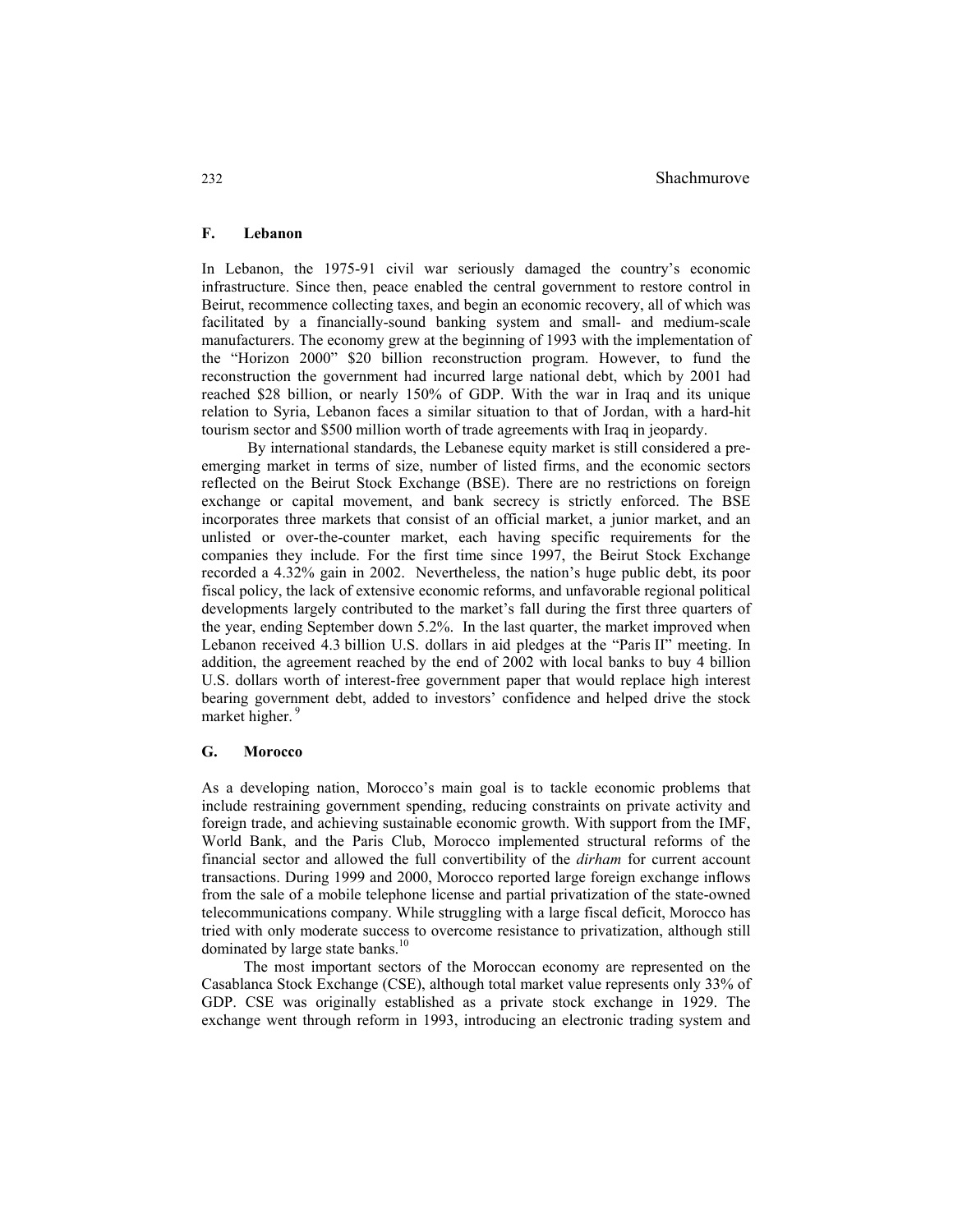### F. Lebanon

In Lebanon, the 1975-91 civil war seriously damaged the country's economic infrastructure. Since then, peace enabled the central government to restore control in Beirut, recommence collecting taxes, and begin an economic recovery, all of which was facilitated by a financially-sound banking system and small- and medium-scale manufacturers. The economy grew at the beginning of 1993 with the implementation of the "Horizon 2000" $20 billion reconstruction program. However, to fund the reconstruction the government had incurred large national debt, which by 2001 had reached $28 billion, or nearly 150% of GDP. With the war in Iraq and its unique relation to Syria, Lebanon faces a similar situation to that of Jordan, with a hard-hit tourism sector and $500 million worth of trade agreements with Iraq in jeopardy.

By international standards, the Lebanese equity market is still considered a pre-emerging market in terms of size, number of listed firms, and the economic sectors reflected on the Beirut Stock Exchange (BSE). There are no restrictions on foreign exchange or capital movement, and bank secrecy is strictly enforced. The BSE incorporates three markets that consist of an official market, a junior market, and an unlisted or over-the-counter market, each having specific requirements for the companies they include. For the first time since 1997, the Beirut Stock Exchange recorded a 4.32% gain in 2002. Nevertheless, the nation's huge public debt, its poor fiscal policy, the lack of extensive economic reforms, and unfavorable regional political developments largely contributed to the market's fall during the first three quarters of the year, ending September down 5.2%. In the last quarter, the market improved when Lebanon received 4.3 billion U.S. dollars in aid pledges at the "Paris II" meeting. In addition, the agreement reached by the end of 2002 with local banks to buy 4 billion U.S. dollars worth of interest-free government paper that would replace high interest bearing government debt, added to investors' confidence and helped drive the stock market higher.[9]

### G. Morocco

As a developing nation, Morocco's main goal is to tackle economic problems that include restraining government spending, reducing constraints on private activity and foreign trade, and achieving sustainable economic growth. With support from the IMF, World Bank, and the Paris Club, Morocco implemented structural reforms of the financial sector and allowed the full convertibility of the *dirham* for current account transactions. During 1999 and 2000, Morocco reported large foreign exchange inflows from the sale of a mobile telephone license and partial privatization of the state-owned telecommunications company. While struggling with a large fiscal deficit, Morocco has tried with only moderate success to overcome resistance to privatization, although still dominated by large state banks.[10]

The most important sectors of the Moroccan economy are represented on the Casablanca Stock Exchange (CSE), although total market value represents only 33% of GDP. CSE was originally established as a private stock exchange in 1929. The exchange went through reform in 1993, introducing an electronic trading system and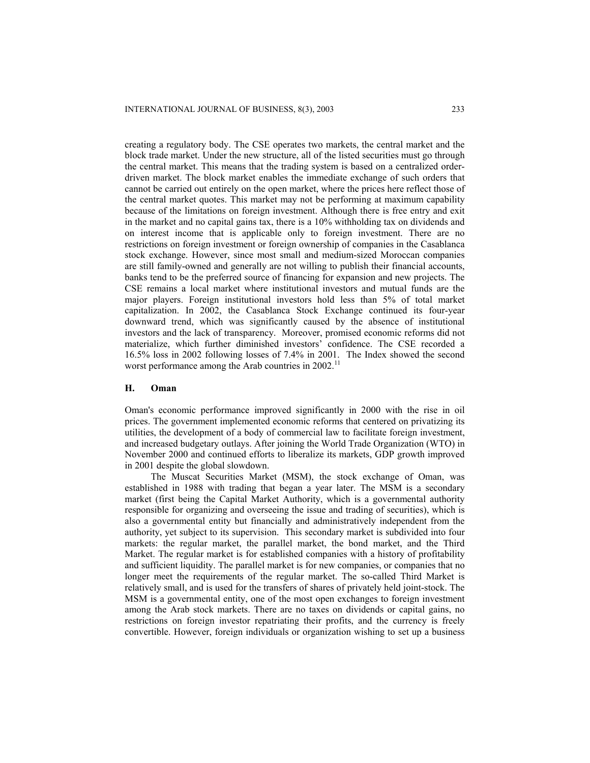creating a regulatory body. The CSE operates two markets, the central market and the block trade market. Under the new structure, all of the listed securities must go through the central market. This means that the trading system is based on a centralized order-driven market. The block market enables the immediate exchange of such orders that cannot be carried out entirely on the open market, where the prices here reflect those of the central market quotes. This market may not be performing at maximum capability because of the limitations on foreign investment. Although there is free entry and exit in the market and no capital gains tax, there is a 10% withholding tax on dividends and on interest income that is applicable only to foreign investment. There are no restrictions on foreign investment or foreign ownership of companies in the Casablanca stock exchange. However, since most small and medium-sized Moroccan companies are still family-owned and generally are not willing to publish their financial accounts, banks tend to be the preferred source of financing for expansion and new projects. The CSE remains a local market where institutional investors and mutual funds are the major players. Foreign institutional investors hold less than 5% of total market capitalization. In 2002, the Casablanca Stock Exchange continued its four-year downward trend, which was significantly caused by the absence of institutional investors and the lack of transparency. Moreover, promised economic reforms did not materialize, which further diminished investors' confidence. The CSE recorded a 16.5% loss in 2002 following losses of 7.4% in 2001. The Index showed the second worst performance among the Arab countries in 2002.[11]

## H. Oman

Oman's economic performance improved significantly in 2000 with the rise in oil prices. The government implemented economic reforms that centered on privatizing its utilities, the development of a body of commercial law to facilitate foreign investment, and increased budgetary outlays. After joining the World Trade Organization (WTO) in November 2000 and continued efforts to liberalize its markets, GDP growth improved in 2001 despite the global slowdown.

The Muscat Securities Market (MSM), the stock exchange of Oman, was established in 1988 with trading that began a year later. The MSM is a secondary market (first being the Capital Market Authority, which is a governmental authority responsible for organizing and overseeing the issue and trading of securities), which is also a governmental entity but financially and administratively independent from the authority, yet subject to its supervision. This secondary market is subdivided into four markets: the regular market, the parallel market, the bond market, and the Third Market. The regular market is for established companies with a history of profitability and sufficient liquidity. The parallel market is for new companies, or companies that no longer meet the requirements of the regular market. The so-called Third Market is relatively small, and is used for the transfers of shares of privately held joint-stock. The MSM is a governmental entity, one of the most open exchanges to foreign investment among the Arab stock markets. There are no taxes on dividends or capital gains, no restrictions on foreign investor repatriating their profits, and the currency is freely convertible. However, foreign individuals or organization wishing to set up a business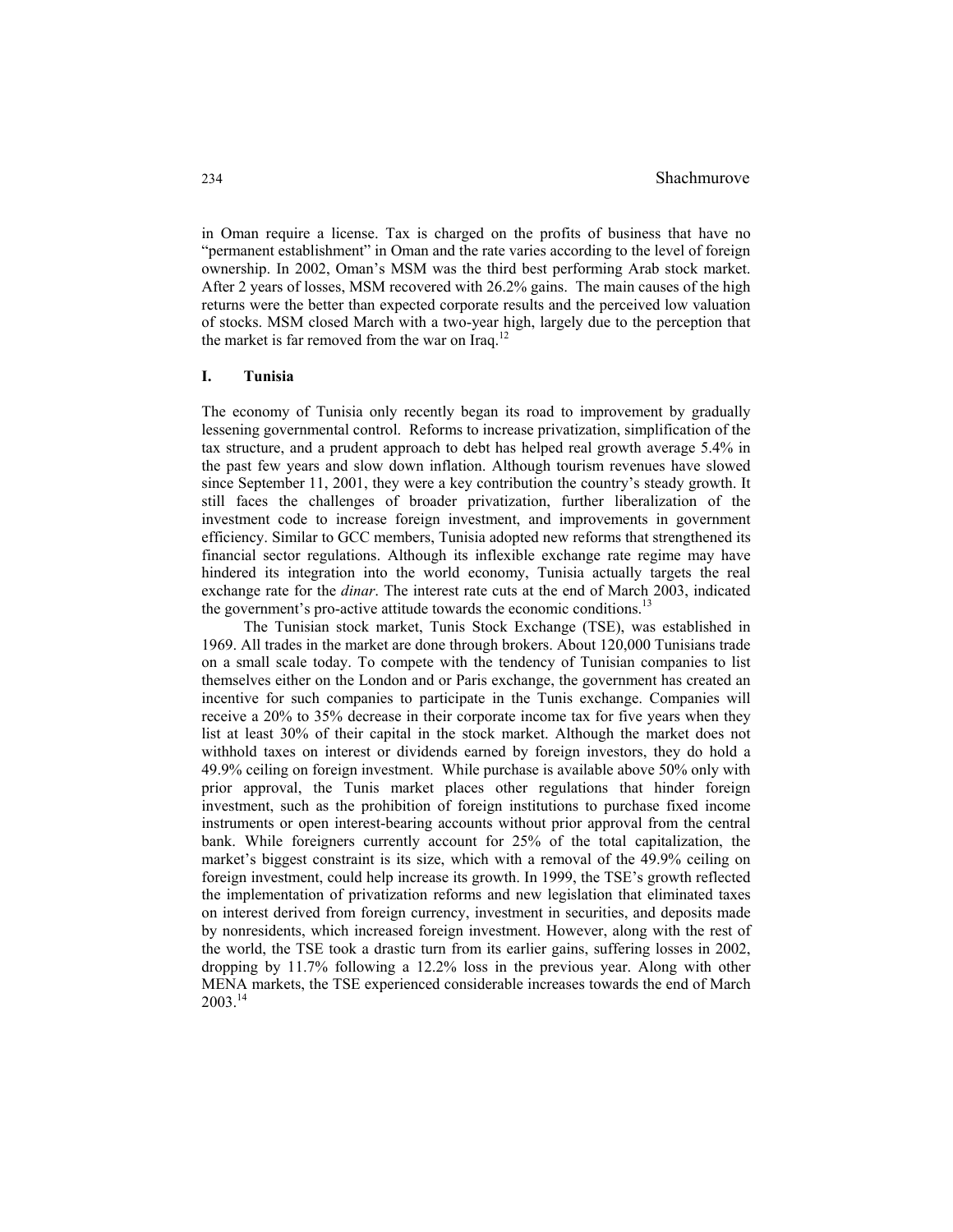in Oman require a license. Tax is charged on the profits of business that have no "permanent establishment" in Oman and the rate varies according to the level of foreign ownership. In 2002, Oman's MSM was the third best performing Arab stock market. After 2 years of losses, MSM recovered with 26.2% gains. The main causes of the high returns were the better than expected corporate results and the perceived low valuation of stocks. MSM closed March with a two-year high, largely due to the perception that the market is far removed from the war on Iraq.[12]

## I. Tunisia

The economy of Tunisia only recently began its road to improvement by gradually lessening governmental control. Reforms to increase privatization, simplification of the tax structure, and a prudent approach to debt has helped real growth average 5.4% in the past few years and slow down inflation. Although tourism revenues have slowed since September 11, 2001, they were a key contribution the country's steady growth. It still faces the challenges of broader privatization, further liberalization of the investment code to increase foreign investment, and improvements in government efficiency. Similar to GCC members, Tunisia adopted new reforms that strengthened its financial sector regulations. Although its inflexible exchange rate regime may have hindered its integration into the world economy, Tunisia actually targets the real exchange rate for the *dinar*. The interest rate cuts at the end of March 2003, indicated the government's pro-active attitude towards the economic conditions.[13]

The Tunisian stock market, Tunis Stock Exchange (TSE), was established in 1969. All trades in the market are done through brokers. About 120,000 Tunisians trade on a small scale today. To compete with the tendency of Tunisian companies to list themselves either on the London and or Paris exchange, the government has created an incentive for such companies to participate in the Tunis exchange. Companies will receive a 20% to 35% decrease in their corporate income tax for five years when they list at least 30% of their capital in the stock market. Although the market does not withhold taxes on interest or dividends earned by foreign investors, they do hold a 49.9% ceiling on foreign investment. While purchase is available above 50% only with prior approval, the Tunis market places other regulations that hinder foreign investment, such as the prohibition of foreign institutions to purchase fixed income instruments or open interest-bearing accounts without prior approval from the central bank. While foreigners currently account for 25% of the total capitalization, the market's biggest constraint is its size, which with a removal of the 49.9% ceiling on foreign investment, could help increase its growth. In 1999, the TSE's growth reflected the implementation of privatization reforms and new legislation that eliminated taxes on interest derived from foreign currency, investment in securities, and deposits made by nonresidents, which increased foreign investment. However, along with the rest of the world, the TSE took a drastic turn from its earlier gains, suffering losses in 2002, dropping by 11.7% following a 12.2% loss in the previous year. Along with other MENA markets, the TSE experienced considerable increases towards the end of March 2003.[14]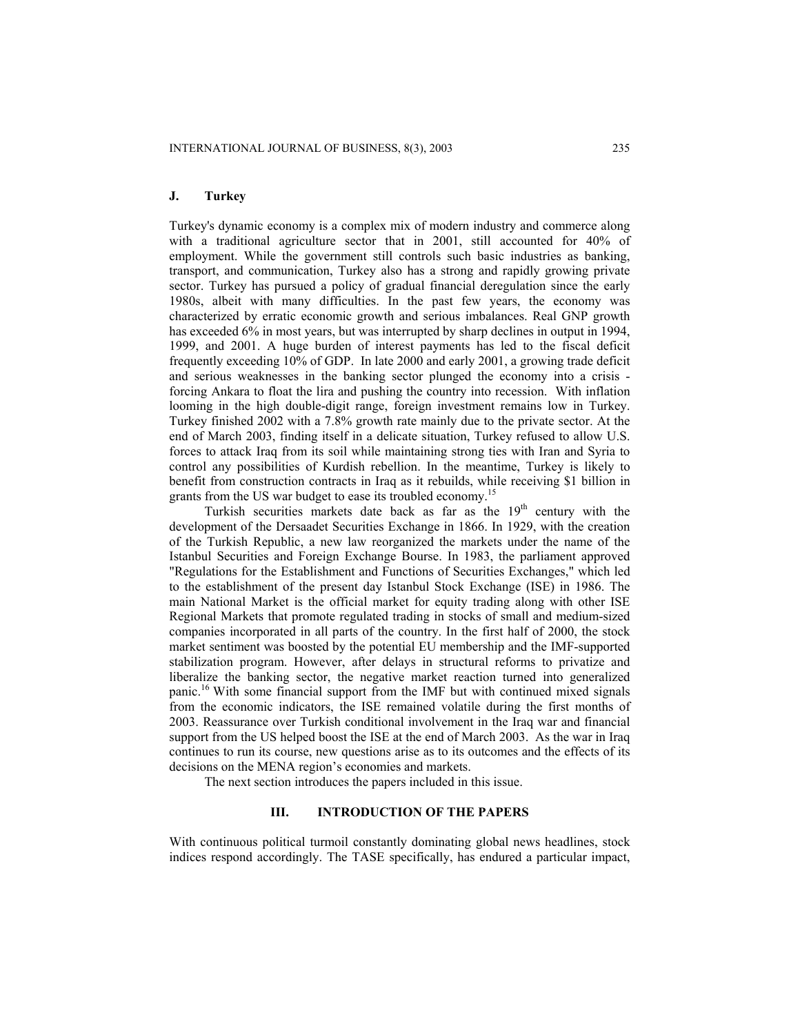### J. Turkey

Turkey's dynamic economy is a complex mix of modern industry and commerce along with a traditional agriculture sector that in 2001, still accounted for 40% of employment. While the government still controls such basic industries as banking, transport, and communication, Turkey also has a strong and rapidly growing private sector. Turkey has pursued a policy of gradual financial deregulation since the early 1980s, albeit with many difficulties. In the past few years, the economy was characterized by erratic economic growth and serious imbalances. Real GNP growth has exceeded 6% in most years, but was interrupted by sharp declines in output in 1994, 1999, and 2001. A huge burden of interest payments has led to the fiscal deficit frequently exceeding 10% of GDP. In late 2000 and early 2001, a growing trade deficit and serious weaknesses in the banking sector plunged the economy into a crisis - forcing Ankara to float the lira and pushing the country into recession. With inflation looming in the high double-digit range, foreign investment remains low in Turkey. Turkey finished 2002 with a 7.8% growth rate mainly due to the private sector. At the end of March 2003, finding itself in a delicate situation, Turkey refused to allow U.S. forces to attack Iraq from its soil while maintaining strong ties with Iran and Syria to control any possibilities of Kurdish rebellion. In the meantime, Turkey is likely to benefit from construction contracts in Iraq as it rebuilds, while receiving $1 billion in grants from the US war budget to ease its troubled economy.[15]

Turkish securities markets date back as far as the 19th century with the development of the Dersaadet Securities Exchange in 1866. In 1929, with the creation of the Turkish Republic, a new law reorganized the markets under the name of the Istanbul Securities and Foreign Exchange Bourse. In 1983, the parliament approved "Regulations for the Establishment and Functions of Securities Exchanges," which led to the establishment of the present day Istanbul Stock Exchange (ISE) in 1986. The main National Market is the official market for equity trading along with other ISE Regional Markets that promote regulated trading in stocks of small and medium-sized companies incorporated in all parts of the country. In the first half of 2000, the stock market sentiment was boosted by the potential EU membership and the IMF-supported stabilization program. However, after delays in structural reforms to privatize and liberalize the banking sector, the negative market reaction turned into generalized panic.[16] With some financial support from the IMF but with continued mixed signals from the economic indicators, the ISE remained volatile during the first months of 2003. Reassurance over Turkish conditional involvement in the Iraq war and financial support from the US helped boost the ISE at the end of March 2003. As the war in Iraq continues to run its course, new questions arise as to its outcomes and the effects of its decisions on the MENA region's economies and markets.

The next section introduces the papers included in this issue.

## III. INTRODUCTION OF THE PAPERS

With continuous political turmoil constantly dominating global news headlines, stock indices respond accordingly. The TASE specifically, has endured a particular impact,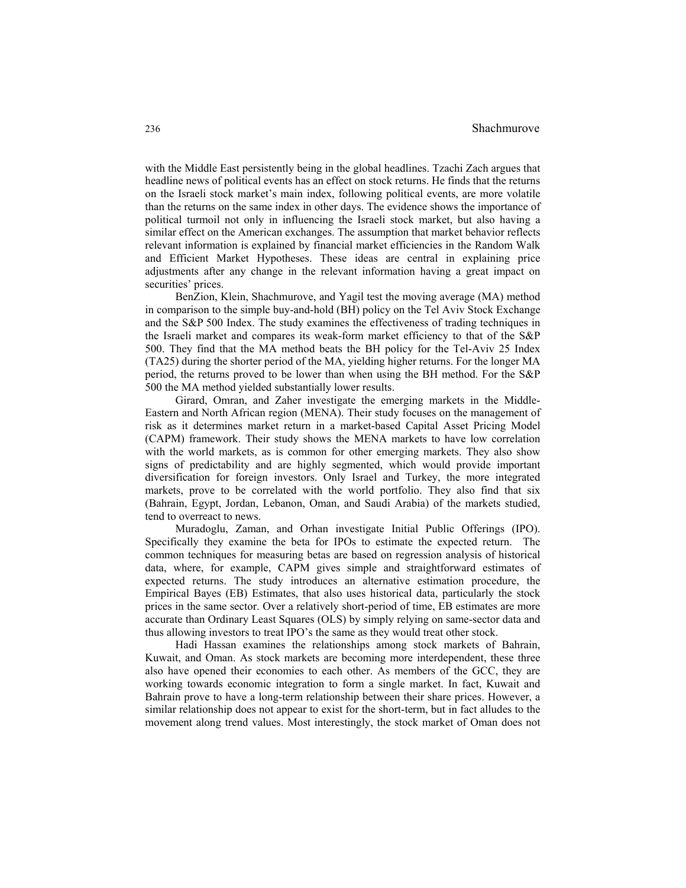with the Middle East persistently being in the global headlines. Tzachi Zach argues that headline news of political events has an effect on stock returns. He finds that the returns on the Israeli stock market's main index, following political events, are more volatile than the returns on the same index in other days. The evidence shows the importance of political turmoil not only in influencing the Israeli stock market, but also having a similar effect on the American exchanges. The assumption that market behavior reflects relevant information is explained by financial market efficiencies in the Random Walk and Efficient Market Hypotheses. These ideas are central in explaining price adjustments after any change in the relevant information having a great impact on securities' prices.

BenZion, Klein, Shachmurove, and Yagil test the moving average (MA) method in comparison to the simple buy-and-hold (BH) policy on the Tel Aviv Stock Exchange and the S&P 500 Index. The study examines the effectiveness of trading techniques in the Israeli market and compares its weak-form market efficiency to that of the S&P 500. They find that the MA method beats the BH policy for the Tel-Aviv 25 Index (TA25) during the shorter period of the MA, yielding higher returns. For the longer MA period, the returns proved to be lower than when using the BH method. For the S&P 500 the MA method yielded substantially lower results.

Girard, Omran, and Zaher investigate the emerging markets in the Middle-Eastern and North African region (MENA). Their study focuses on the management of risk as it determines market return in a market-based Capital Asset Pricing Model (CAPM) framework. Their study shows the MENA markets to have low correlation with the world markets, as is common for other emerging markets. They also show signs of predictability and are highly segmented, which would provide important diversification for foreign investors. Only Israel and Turkey, the more integrated markets, prove to be correlated with the world portfolio. They also find that six (Bahrain, Egypt, Jordan, Lebanon, Oman, and Saudi Arabia) of the markets studied, tend to overreact to news.

Muradoglu, Zaman, and Orhan investigate Initial Public Offerings (IPO). Specifically they examine the beta for IPOs to estimate the expected return. The common techniques for measuring betas are based on regression analysis of historical data, where, for example, CAPM gives simple and straightforward estimates of expected returns. The study introduces an alternative estimation procedure, the Empirical Bayes (EB) Estimates, that also uses historical data, particularly the stock prices in the same sector. Over a relatively short-period of time, EB estimates are more accurate than Ordinary Least Squares (OLS) by simply relying on same-sector data and thus allowing investors to treat IPO's the same as they would treat other stock.

Hadi Hassan examines the relationships among stock markets of Bahrain, Kuwait, and Oman. As stock markets are becoming more interdependent, these three also have opened their economies to each other. As members of the GCC, they are working towards economic integration to form a single market. In fact, Kuwait and Bahrain prove to have a long-term relationship between their share prices. However, a similar relationship does not appear to exist for the short-term, but in fact alludes to the movement along trend values. Most interestingly, the stock market of Oman does not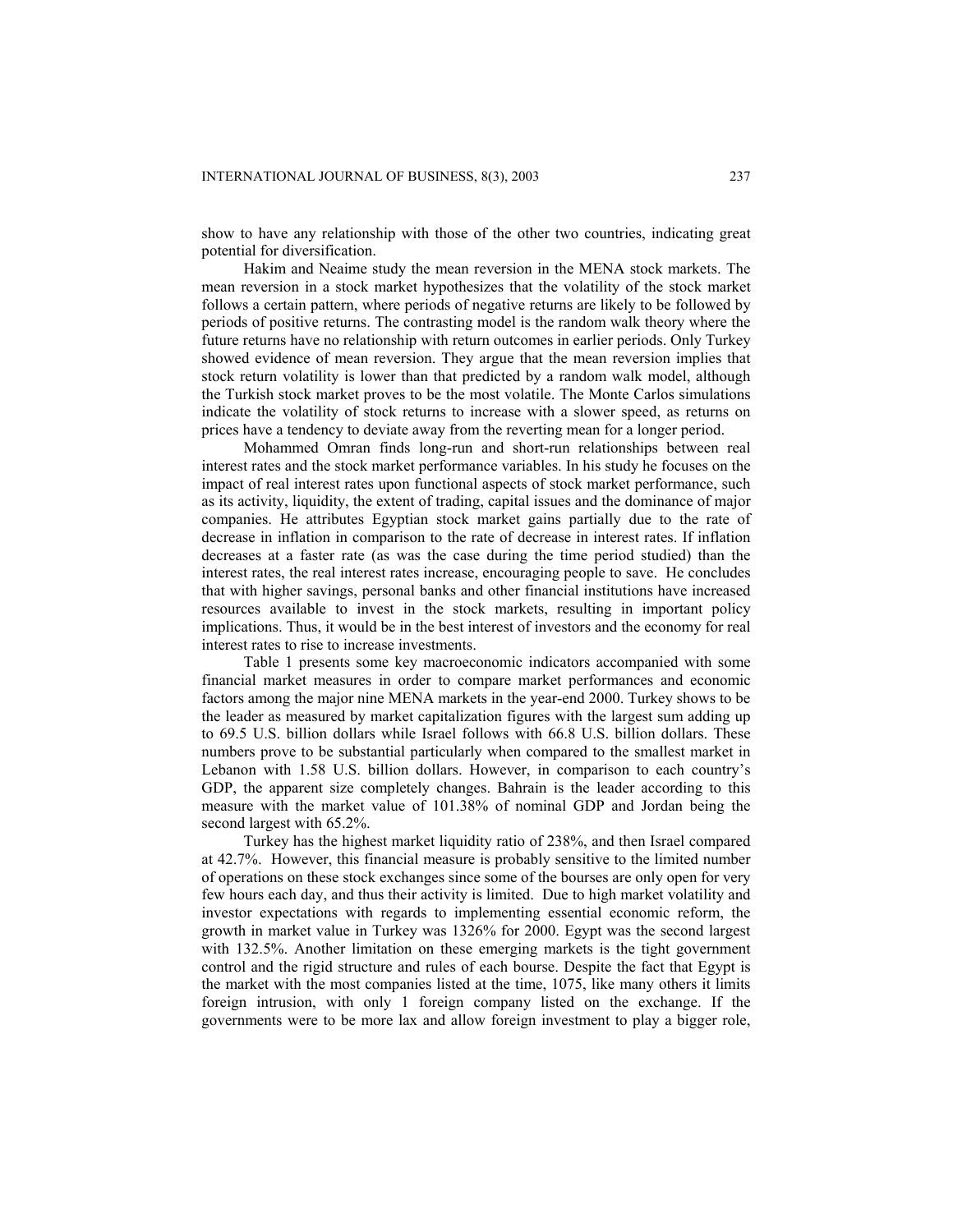show to have any relationship with those of the other two countries, indicating great potential for diversification.

Hakim and Neaime study the mean reversion in the MENA stock markets. The mean reversion in a stock market hypothesizes that the volatility of the stock market follows a certain pattern, where periods of negative returns are likely to be followed by periods of positive returns. The contrasting model is the random walk theory where the future returns have no relationship with return outcomes in earlier periods. Only Turkey showed evidence of mean reversion. They argue that the mean reversion implies that stock return volatility is lower than that predicted by a random walk model, although the Turkish stock market proves to be the most volatile. The Monte Carlos simulations indicate the volatility of stock returns to increase with a slower speed, as returns on prices have a tendency to deviate away from the reverting mean for a longer period.

Mohammed Omran finds long-run and short-run relationships between real interest rates and the stock market performance variables. In his study he focuses on the impact of real interest rates upon functional aspects of stock market performance, such as its activity, liquidity, the extent of trading, capital issues and the dominance of major companies. He attributes Egyptian stock market gains partially due to the rate of decrease in inflation in comparison to the rate of decrease in interest rates. If inflation decreases at a faster rate (as was the case during the time period studied) than the interest rates, the real interest rates increase, encouraging people to save. He concludes that with higher savings, personal banks and other financial institutions have increased resources available to invest in the stock markets, resulting in important policy implications. Thus, it would be in the best interest of investors and the economy for real interest rates to rise to increase investments.

Table 1 presents some key macroeconomic indicators accompanied with some financial market measures in order to compare market performances and economic factors among the major nine MENA markets in the year-end 2000. Turkey shows to be the leader as measured by market capitalization figures with the largest sum adding up to 69.5 U.S. billion dollars while Israel follows with 66.8 U.S. billion dollars. These numbers prove to be substantial particularly when compared to the smallest market in Lebanon with 1.58 U.S. billion dollars. However, in comparison to each country's GDP, the apparent size completely changes. Bahrain is the leader according to this measure with the market value of 101.38% of nominal GDP and Jordan being the second largest with 65.2%.

Turkey has the highest market liquidity ratio of 238%, and then Israel compared at 42.7%. However, this financial measure is probably sensitive to the limited number of operations on these stock exchanges since some of the bourses are only open for very few hours each day, and thus their activity is limited. Due to high market volatility and investor expectations with regards to implementing essential economic reform, the growth in market value in Turkey was 1326% for 2000. Egypt was the second largest with 132.5%. Another limitation on these emerging markets is the tight government control and the rigid structure and rules of each bourse. Despite the fact that Egypt is the market with the most companies listed at the time, 1075, like many others it limits foreign intrusion, with only 1 foreign company listed on the exchange. If the governments were to be more lax and allow foreign investment to play a bigger role,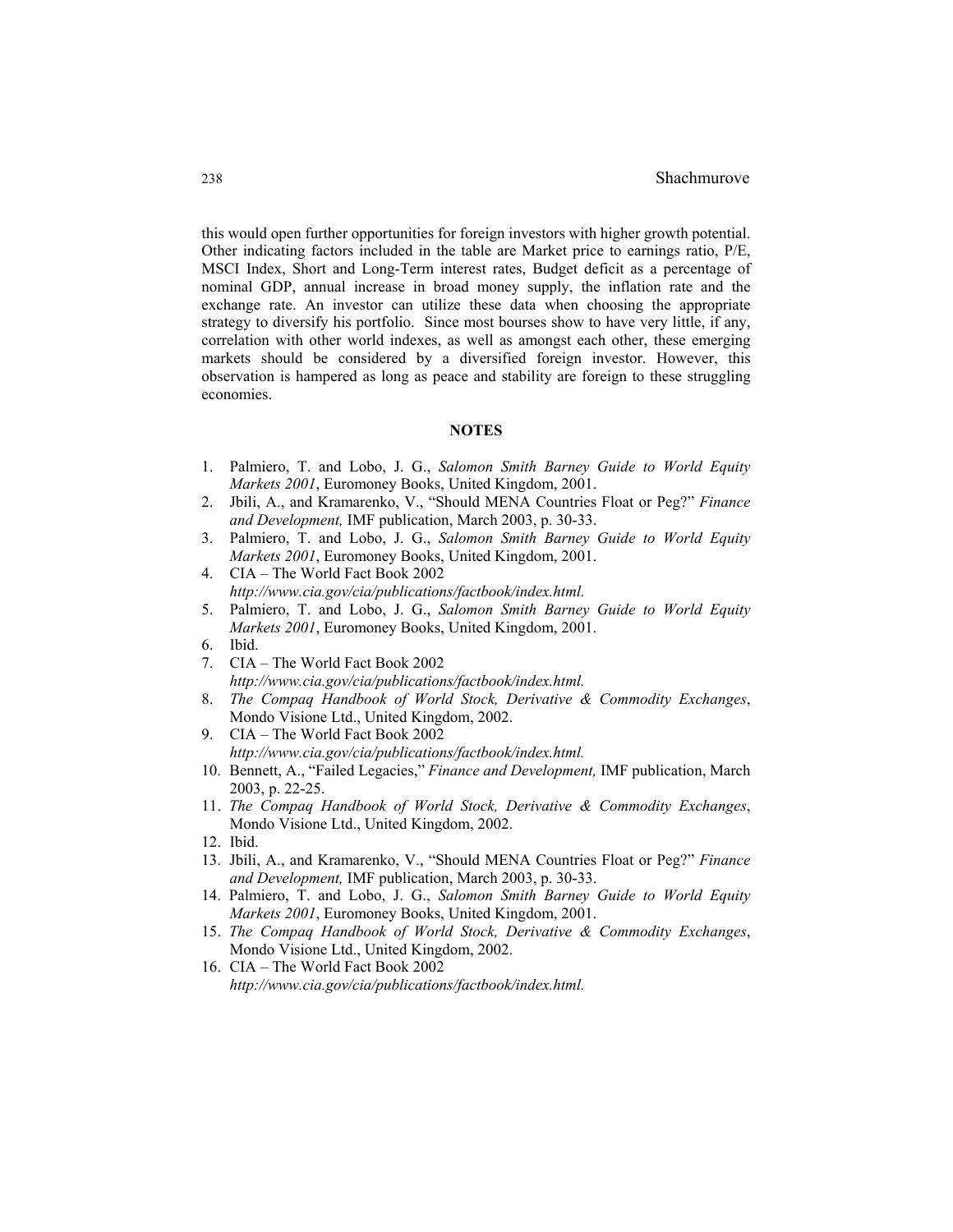this would open further opportunities for foreign investors with higher growth potential. Other indicating factors included in the table are Market price to earnings ratio, P/E, MSCI Index, Short and Long-Term interest rates, Budget deficit as a percentage of nominal GDP, annual increase in broad money supply, the inflation rate and the exchange rate. An investor can utilize these data when choosing the appropriate strategy to diversify his portfolio. Since most bourses show to have very little, if any, correlation with other world indexes, as well as amongst each other, these emerging markets should be considered by a diversified foreign investor. However, this observation is hampered as long as peace and stability are foreign to these struggling economies.

## NOTES

1. Palmiero, T. and Lobo, J. G., *Salomon Smith Barney Guide to World Equity Markets 2001*, Euromoney Books, United Kingdom, 2001.
2. Jbili, A., and Kramarenko, V., "Should MENA Countries Float or Peg?" *Finance and Development,* IMF publication, March 2003, p. 30-33.
3. Palmiero, T. and Lobo, J. G., *Salomon Smith Barney Guide to World Equity Markets 2001*, Euromoney Books, United Kingdom, 2001.
4. CIA – The World Fact Book 2002 *http://www.cia.gov/cia/publications/factbook/index.html.*
5. Palmiero, T. and Lobo, J. G., *Salomon Smith Barney Guide to World Equity Markets 2001*, Euromoney Books, United Kingdom, 2001.
6. Ibid.
7. CIA – The World Fact Book 2002 *http://www.cia.gov/cia/publications/factbook/index.html.*
8. *The Compaq Handbook of World Stock, Derivative & Commodity Exchanges*, Mondo Visione Ltd., United Kingdom, 2002.
9. CIA – The World Fact Book 2002 *http://www.cia.gov/cia/publications/factbook/index.html.*
10. Bennett, A., "Failed Legacies," *Finance and Development,* IMF publication, March 2003, p. 22-25.
11. *The Compaq Handbook of World Stock, Derivative & Commodity Exchanges*, Mondo Visione Ltd., United Kingdom, 2002.
12. Ibid.
13. Jbili, A., and Kramarenko, V., "Should MENA Countries Float or Peg?" *Finance and Development,* IMF publication, March 2003, p. 30-33.
14. Palmiero, T. and Lobo, J. G., *Salomon Smith Barney Guide to World Equity Markets 2001*, Euromoney Books, United Kingdom, 2001.
15. *The Compaq Handbook of World Stock, Derivative & Commodity Exchanges*, Mondo Visione Ltd., United Kingdom, 2002.
16. CIA – The World Fact Book 2002 *http://www.cia.gov/cia/publications/factbook/index.html.*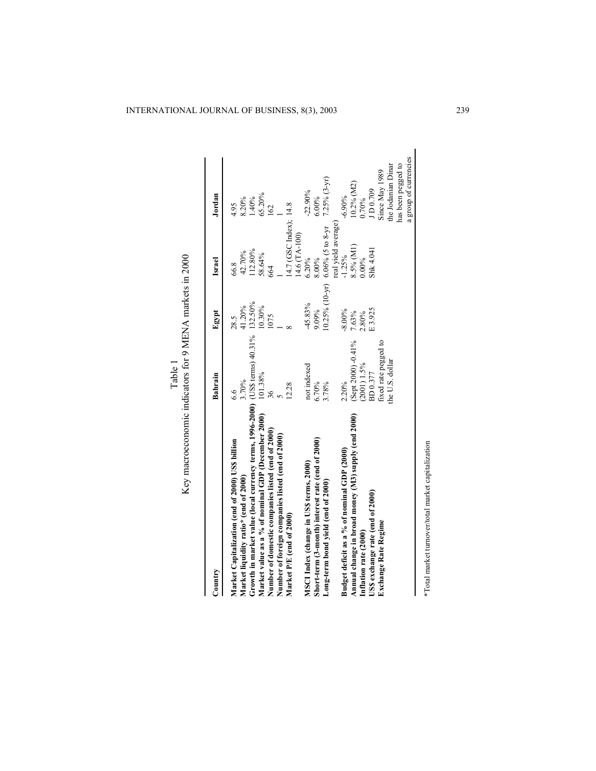Table 1
Key macroeconomic indicators for 9 MENA markets in 2000

| Country | Bahrain | Egypt | Israel | Jordan |
|---|---|---|---|---|
| **Market Capitalization (end of 2000) US$ billion** | 6.6 | 28.5 | 66.8 | 4.95 |
| **Market liquidity ratio* (end of 2000)** | 3.70% | 41.20% | 42.70% | 8.20% |
| **Growth in market value (local currency terms, 1996-2000)** | (US$ terms) 40.31% | 132.50% | 112.80% | 1.40% |
| **Market value as a % of nominal GDP (December 2000)** | 101.38% | 10.30% | 58.64% | 65.20% |
| **Number of domestic companies listed (end of 2000)** | 36 | 1075 | 664 | 162 |
| **Number of foreign companies listed (end of 2000)** | 5 | 1 | 1 | 1 |
| **Market P/E (end of 2000)** | 12.28 | 8 | 14.7 (GSC Index); 14.6 (TA-100) | 14.8 |
| **MSCI Index (change in US$ terms, 2000)** | not indexed | -45.83% | 6.20% | -22.90% |
| **Short-term (3-month) interest rate (end of 2000)** | 6.70% | 9.09% | 8.00% | 6.00% |
| **Long-term bond yield (end of 2000)** | 3.78% | 10.25% (10-yr) | 6.06% (5 to 8-yr real yield average) | 7.25% (3-yr) |
| **Budget deficit as a % of nominal GDP (2000)** | 2.20% | -8.00% | -1.25% | -6.90% |
| **Annual change in broad money (M3) supply (end 2000)** | (Sept 2000) -0.41% | 7.63% | 8.5% (M1) | 10.2% (M2) |
| **Inflation rate (2000)** | (2001) 1.5% | 2.80% | 0.00% | 0.70% |
| **US$ exchange rate (end of 2000)** | BD 0.377 | E 3.925 | Shk 4.041 | J D 0.709 |
| **Exchange Rate Regime** | fixed rate pegged to the U.S. dollar | | | Since May 1989 the Jodanian Dinar has been pegged to a group of currencies |

*Total market turnover/total market capitalization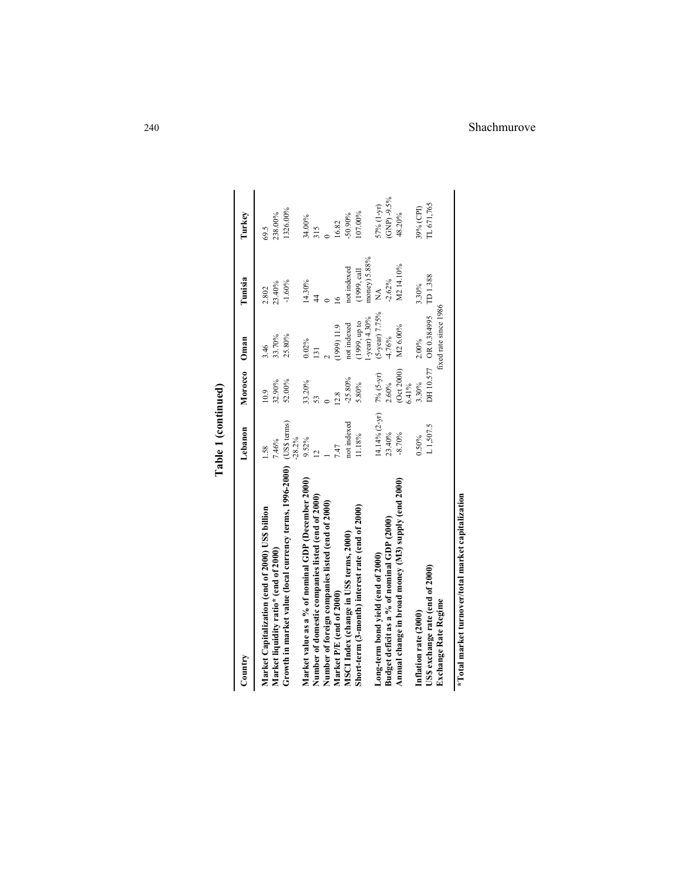**Table 1 (continued)**

| Country | Lebanon | Morocco | Oman | Tunisia | Turkey |
|---|---|---|---|---|---|
| Market Capitalization (end of 2000) US$ billion | 1.58 | 10.9 | 3.46 | 2.802 | 69.5 |
| Market liquidity ratio* (end of 2000) | 7.46% | 32.90% | 33.70% | 23.40% | 238.00% |
| Growth in market value (local currency terms, 1996-2000) | (US$ terms) -28.2% | 52.00% | 25.80% | -1.60% | 1326.00% |
| Market value as a % of nominal GDP (December 2000) | 9.52% | 33.20% | 0.02% | 14.30% | 34.00% |
| Number of domestic companies listed (end of 2000) | 12 | 53 | 131 | 44 | 315 |
| Number of foreign companies listed (end of 2000) | 1 | 0 | 2 | 0 | 0 |
| Market P/E (end of 2000) | 7.47 | 12.8 | (1999) 11.9 | 16 | 16.82 |
| MSCI Index (change in US$ terms, 2000) | not indexed | -25.80% | not indexed | not indexed | -50.90% |
| Short-term (3-month) interest rate (end of 2000) | 11.18% | 5.80% | (1999, up to 1-year) 4.30% | (1999, call money) 5.88% | 107.00% |
| Long-term bond yield (end of 2000) | 14.14% (2-yr) | 7% (5-yr) | (5-year) 7.75% | NA | 57% (1-yr) |
| Budget deficit as a % of nominal GDP (2000) | 23.40% | 2.60% | -4.76% | -2.62% | (GNP) -9.5% |
| Annual change in broad money (M3) supply (end 2000) | -8.70% | (Oct 2000) 6.41% | M2 6.00% | M2 14.10% | 48.20% |
| Inflation rate (2000) | 0.50% | 3.30% | 2.00% | 3.30% | 39% (CPI) |
| US$ exchange rate (end of 2000) | L 1,507.5 | DH 10.577 | OR 0.384995 | TD 1.388 | TL 671,765 |
| Exchange Rate Regime | | | fixed rate since 1986 | | |

*Total market turnover/total market capitalization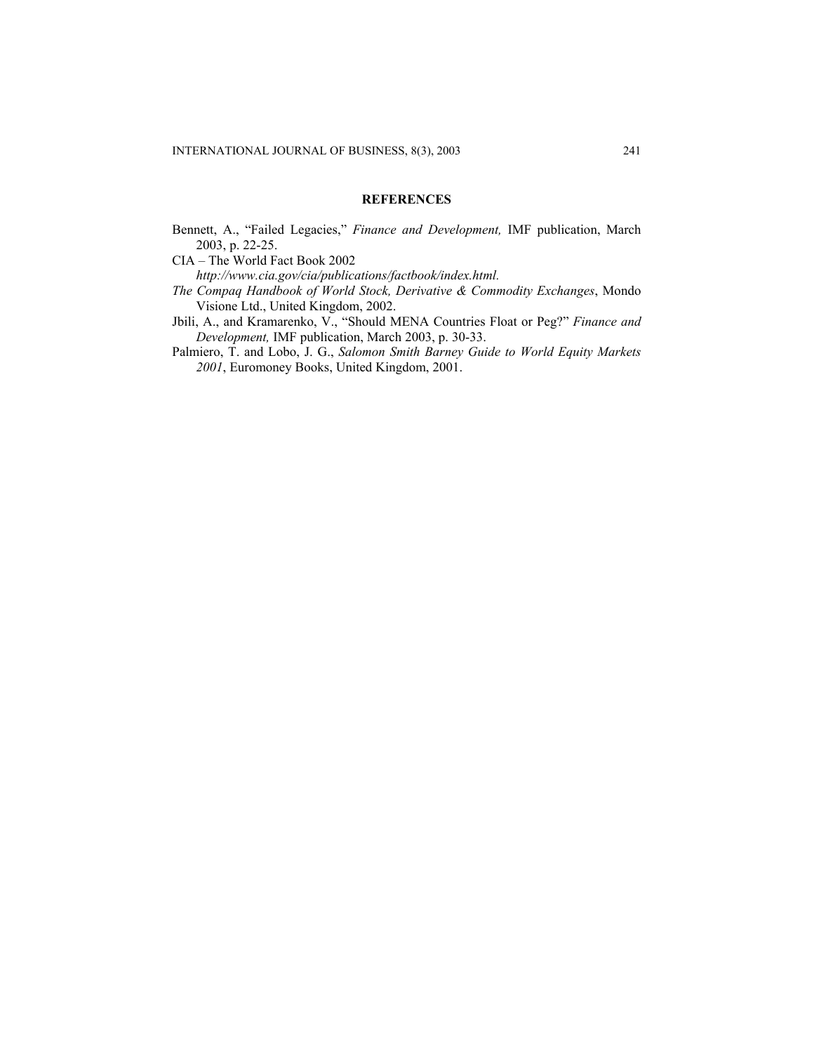## REFERENCES

Bennett, A., "Failed Legacies," *Finance and Development,* IMF publication, March 2003, p. 22-25.

CIA – The World Fact Book 2002 *http://www.cia.gov/cia/publications/factbook/index.html.*

*The Compaq Handbook of World Stock, Derivative & Commodity Exchanges*, Mondo Visione Ltd., United Kingdom, 2002.

Jbili, A., and Kramarenko, V., "Should MENA Countries Float or Peg?" *Finance and Development,* IMF publication, March 2003, p. 30-33.

Palmiero, T. and Lobo, J. G., *Salomon Smith Barney Guide to World Equity Markets 2001*, Euromoney Books, United Kingdom, 2001.